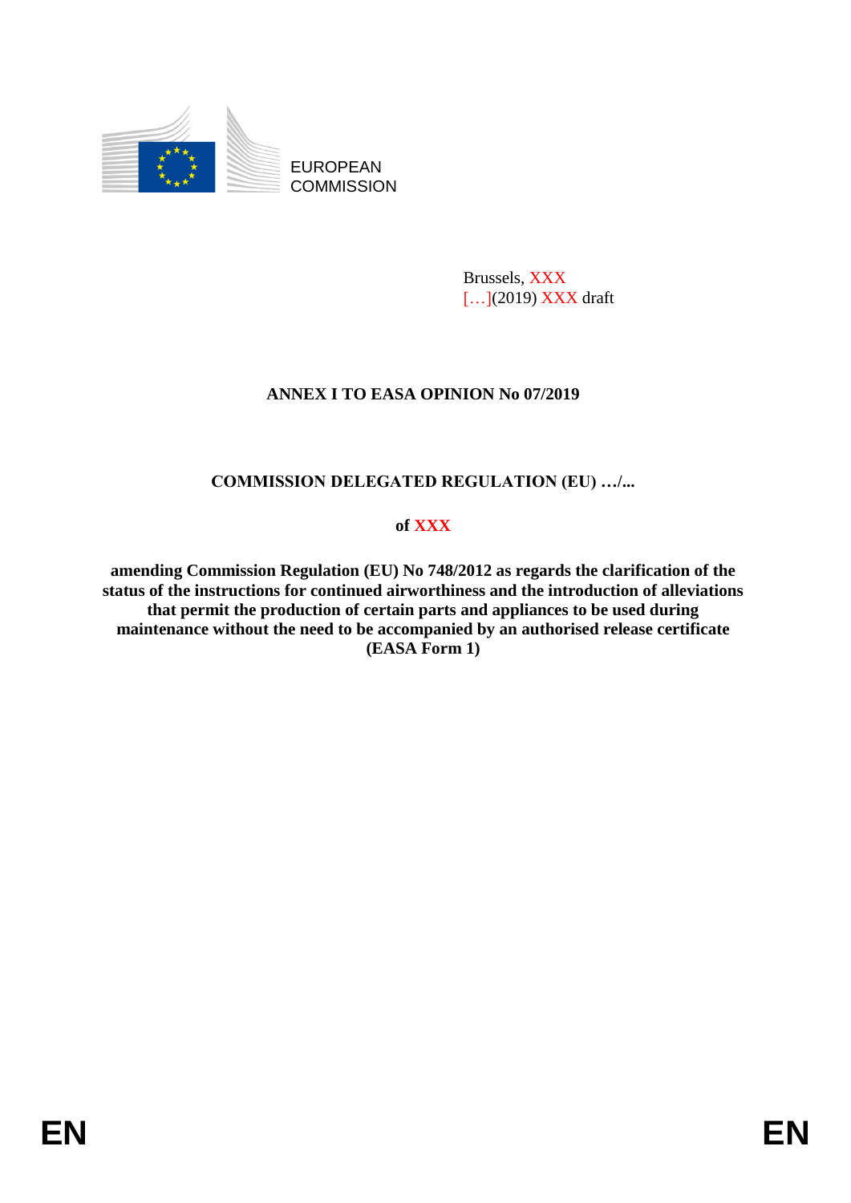EUROPEAN COMMISSION

Brussels, XXX
[…](2019) XXX draft

## ANNEX I TO EASA OPINION No 07/2019

## COMMISSION DELEGATED REGULATION (EU) …/...

**of XXX**

**amending Commission Regulation (EU) No 748/2012 as regards the clarification of the status of the instructions for continued airworthiness and the introduction of alleviations that permit the production of certain parts and appliances to be used during maintenance without the need to be accompanied by an authorised release certificate (EASA Form 1)**

EN EN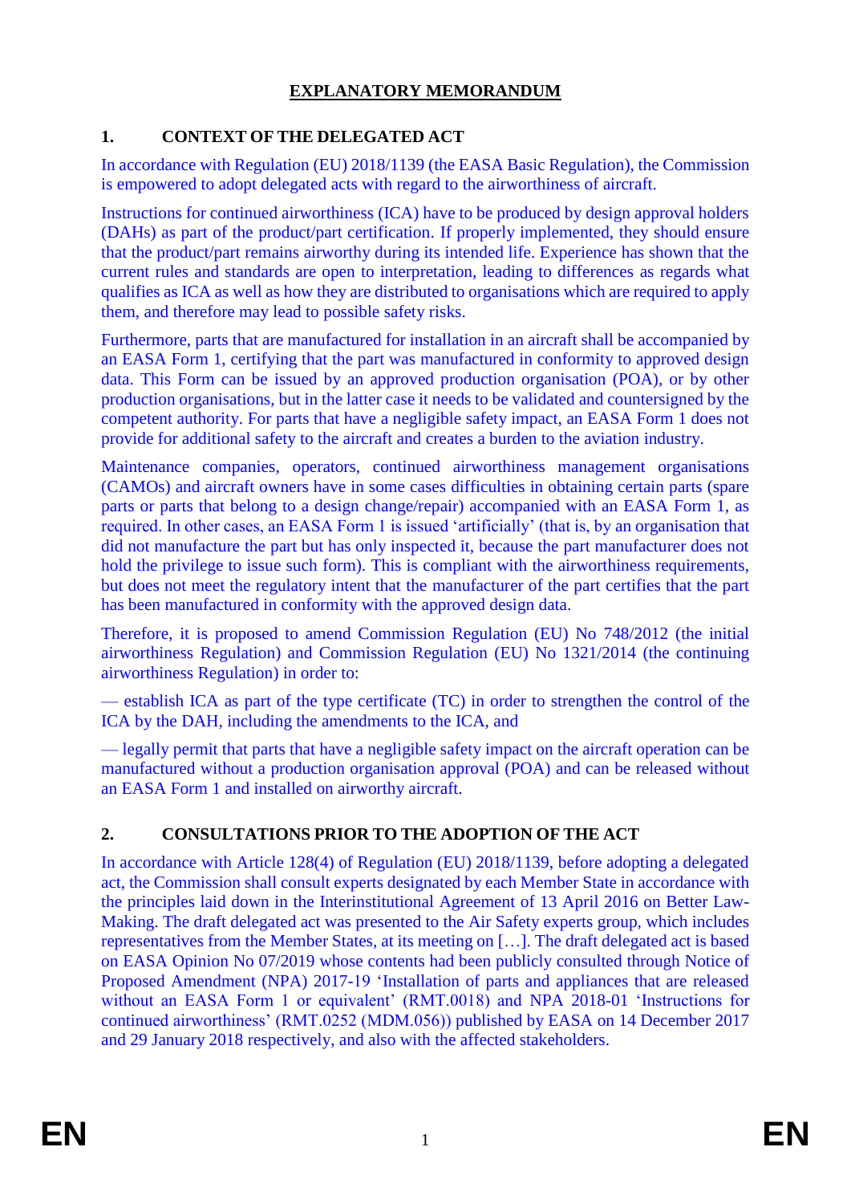# EXPLANATORY MEMORANDUM

## 1. CONTEXT OF THE DELEGATED ACT

In accordance with Regulation (EU) 2018/1139 (the EASA Basic Regulation), the Commission is empowered to adopt delegated acts with regard to the airworthiness of aircraft.

Instructions for continued airworthiness (ICA) have to be produced by design approval holders (DAHs) as part of the product/part certification. If properly implemented, they should ensure that the product/part remains airworthy during its intended life. Experience has shown that the current rules and standards are open to interpretation, leading to differences as regards what qualifies as ICA as well as how they are distributed to organisations which are required to apply them, and therefore may lead to possible safety risks.

Furthermore, parts that are manufactured for installation in an aircraft shall be accompanied by an EASA Form 1, certifying that the part was manufactured in conformity to approved design data. This Form can be issued by an approved production organisation (POA), or by other production organisations, but in the latter case it needs to be validated and countersigned by the competent authority. For parts that have a negligible safety impact, an EASA Form 1 does not provide for additional safety to the aircraft and creates a burden to the aviation industry.

Maintenance companies, operators, continued airworthiness management organisations (CAMOs) and aircraft owners have in some cases difficulties in obtaining certain parts (spare parts or parts that belong to a design change/repair) accompanied with an EASA Form 1, as required. In other cases, an EASA Form 1 is issued 'artificially' (that is, by an organisation that did not manufacture the part but has only inspected it, because the part manufacturer does not hold the privilege to issue such form). This is compliant with the airworthiness requirements, but does not meet the regulatory intent that the manufacturer of the part certifies that the part has been manufactured in conformity with the approved design data.

Therefore, it is proposed to amend Commission Regulation (EU) No 748/2012 (the initial airworthiness Regulation) and Commission Regulation (EU) No 1321/2014 (the continuing airworthiness Regulation) in order to:

— establish ICA as part of the type certificate (TC) in order to strengthen the control of the ICA by the DAH, including the amendments to the ICA, and

— legally permit that parts that have a negligible safety impact on the aircraft operation can be manufactured without a production organisation approval (POA) and can be released without an EASA Form 1 and installed on airworthy aircraft.

## 2. CONSULTATIONS PRIOR TO THE ADOPTION OF THE ACT

In accordance with Article 128(4) of Regulation (EU) 2018/1139, before adopting a delegated act, the Commission shall consult experts designated by each Member State in accordance with the principles laid down in the Interinstitutional Agreement of 13 April 2016 on Better Law-Making. The draft delegated act was presented to the Air Safety experts group, which includes representatives from the Member States, at its meeting on […]. The draft delegated act is based on EASA Opinion No 07/2019 whose contents had been publicly consulted through Notice of Proposed Amendment (NPA) 2017-19 'Installation of parts and appliances that are released without an EASA Form 1 or equivalent' (RMT.0018) and NPA 2018-01 'Instructions for continued airworthiness' (RMT.0252 (MDM.056)) published by EASA on 14 December 2017 and 29 January 2018 respectively, and also with the affected stakeholders.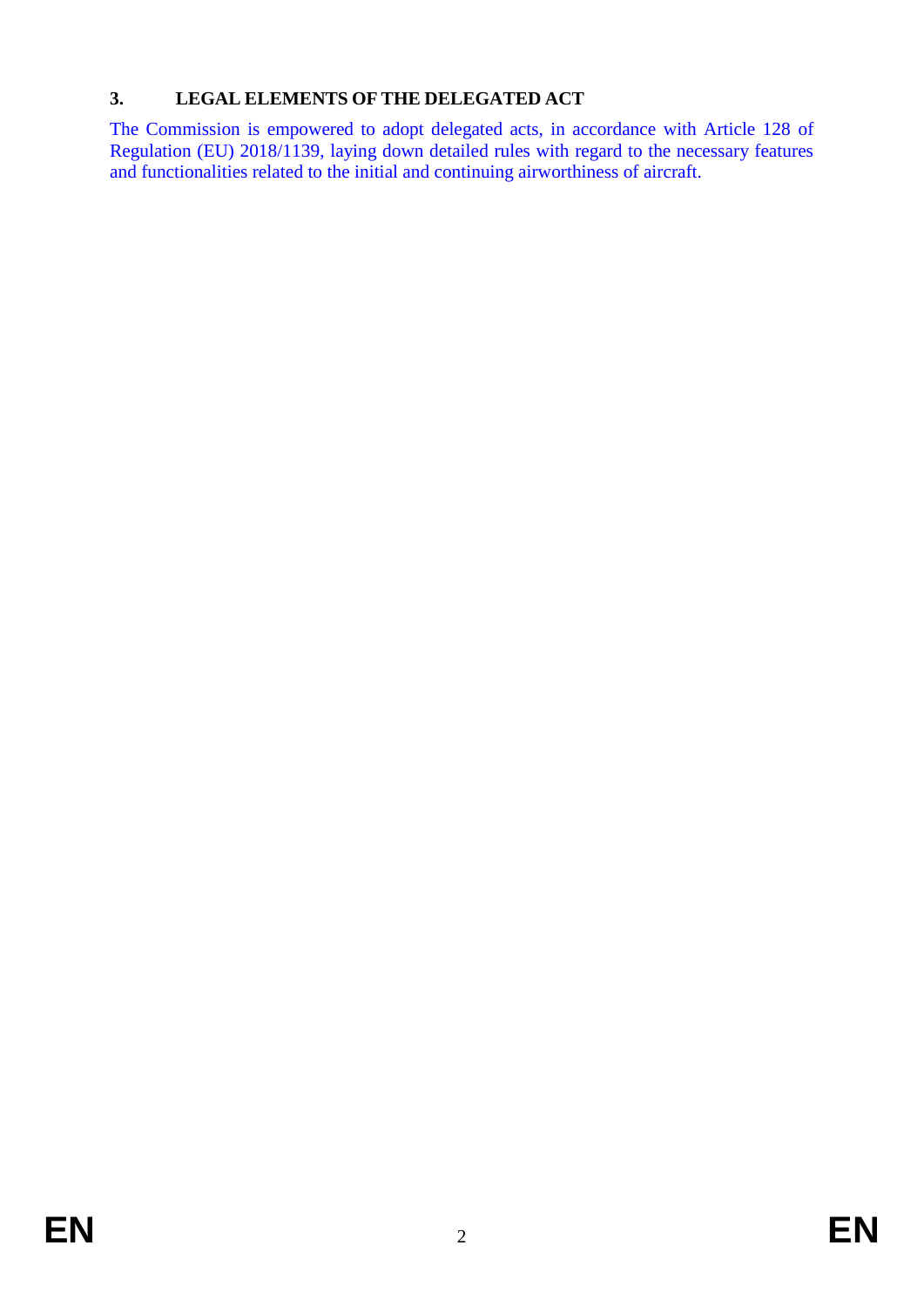## 3. LEGAL ELEMENTS OF THE DELEGATED ACT

The Commission is empowered to adopt delegated acts, in accordance with Article 128 of Regulation (EU) 2018/1139, laying down detailed rules with regard to the necessary features and functionalities related to the initial and continuing airworthiness of aircraft.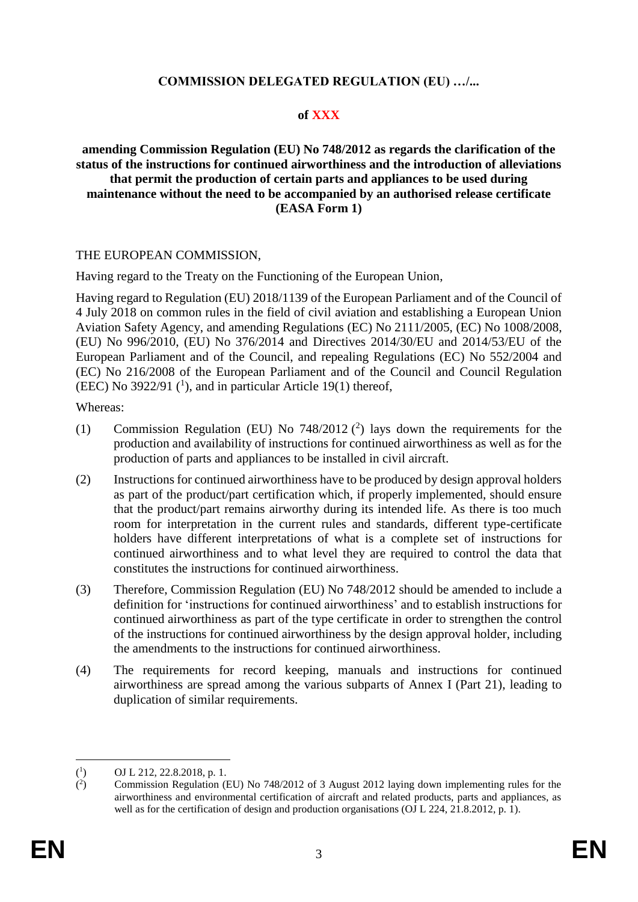**COMMISSION DELEGATED REGULATION (EU) …/...**

**of XXX**

**amending Commission Regulation (EU) No 748/2012 as regards the clarification of the status of the instructions for continued airworthiness and the introduction of alleviations that permit the production of certain parts and appliances to be used during maintenance without the need to be accompanied by an authorised release certificate (EASA Form 1)**

THE EUROPEAN COMMISSION,

Having regard to the Treaty on the Functioning of the European Union,

Having regard to Regulation (EU) 2018/1139 of the European Parliament and of the Council of 4 July 2018 on common rules in the field of civil aviation and establishing a European Union Aviation Safety Agency, and amending Regulations (EC) No 2111/2005, (EC) No 1008/2008, (EU) No 996/2010, (EU) No 376/2014 and Directives 2014/30/EU and 2014/53/EU of the European Parliament and of the Council, and repealing Regulations (EC) No 552/2004 and (EC) No 216/2008 of the European Parliament and of the Council and Council Regulation (EEC) No 3922/91 ([1]), and in particular Article 19(1) thereof,

Whereas:

(1) Commission Regulation (EU) No 748/2012 ([2]) lays down the requirements for the production and availability of instructions for continued airworthiness as well as for the production of parts and appliances to be installed in civil aircraft.

(2) Instructions for continued airworthiness have to be produced by design approval holders as part of the product/part certification which, if properly implemented, should ensure that the product/part remains airworthy during its intended life. As there is too much room for interpretation in the current rules and standards, different type-certificate holders have different interpretations of what is a complete set of instructions for continued airworthiness and to what level they are required to control the data that constitutes the instructions for continued airworthiness.

(3) Therefore, Commission Regulation (EU) No 748/2012 should be amended to include a definition for 'instructions for continued airworthiness' and to establish instructions for continued airworthiness as part of the type certificate in order to strengthen the control of the instructions for continued airworthiness by the design approval holder, including the amendments to the instructions for continued airworthiness.

(4) The requirements for record keeping, manuals and instructions for continued airworthiness are spread among the various subparts of Annex I (Part 21), leading to duplication of similar requirements.

---

([1]) OJ L 212, 22.8.2018, p. 1.

([2]) Commission Regulation (EU) No 748/2012 of 3 August 2012 laying down implementing rules for the airworthiness and environmental certification of aircraft and related products, parts and appliances, as well as for the certification of design and production organisations (OJ L 224, 21.8.2012, p. 1).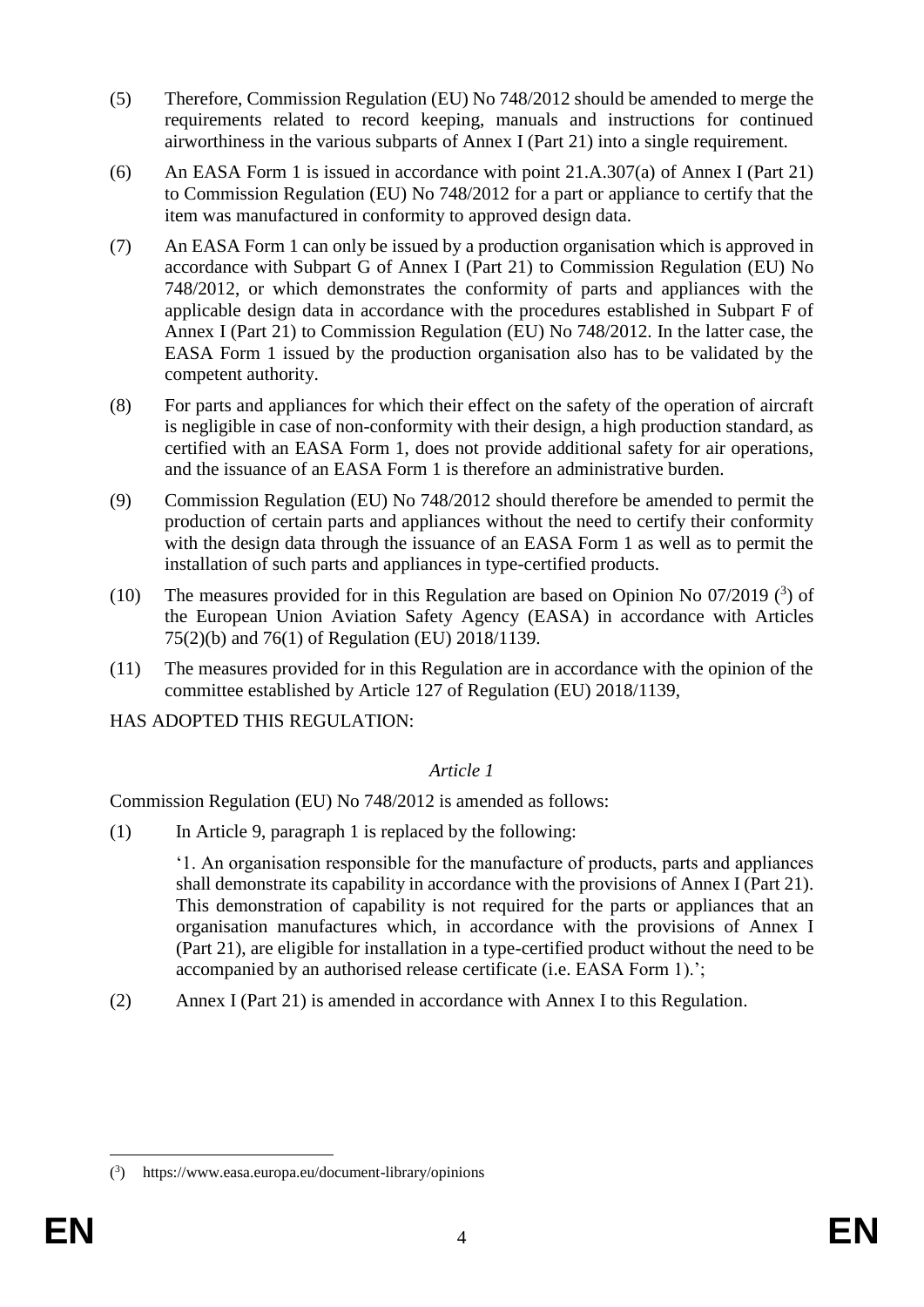(5) Therefore, Commission Regulation (EU) No 748/2012 should be amended to merge the requirements related to record keeping, manuals and instructions for continued airworthiness in the various subparts of Annex I (Part 21) into a single requirement.

(6) An EASA Form 1 is issued in accordance with point 21.A.307(a) of Annex I (Part 21) to Commission Regulation (EU) No 748/2012 for a part or appliance to certify that the item was manufactured in conformity to approved design data.

(7) An EASA Form 1 can only be issued by a production organisation which is approved in accordance with Subpart G of Annex I (Part 21) to Commission Regulation (EU) No 748/2012, or which demonstrates the conformity of parts and appliances with the applicable design data in accordance with the procedures established in Subpart F of Annex I (Part 21) to Commission Regulation (EU) No 748/2012. In the latter case, the EASA Form 1 issued by the production organisation also has to be validated by the competent authority.

(8) For parts and appliances for which their effect on the safety of the operation of aircraft is negligible in case of non-conformity with their design, a high production standard, as certified with an EASA Form 1, does not provide additional safety for air operations, and the issuance of an EASA Form 1 is therefore an administrative burden.

(9) Commission Regulation (EU) No 748/2012 should therefore be amended to permit the production of certain parts and appliances without the need to certify their conformity with the design data through the issuance of an EASA Form 1 as well as to permit the installation of such parts and appliances in type-certified products.

(10) The measures provided for in this Regulation are based on Opinion No 07/2019 ([3]) of the European Union Aviation Safety Agency (EASA) in accordance with Articles 75(2)(b) and 76(1) of Regulation (EU) 2018/1139.

(11) The measures provided for in this Regulation are in accordance with the opinion of the committee established by Article 127 of Regulation (EU) 2018/1139,

HAS ADOPTED THIS REGULATION:

*Article 1*

Commission Regulation (EU) No 748/2012 is amended as follows:

(1) In Article 9, paragraph 1 is replaced by the following:

'1. An organisation responsible for the manufacture of products, parts and appliances shall demonstrate its capability in accordance with the provisions of Annex I (Part 21). This demonstration of capability is not required for the parts or appliances that an organisation manufactures which, in accordance with the provisions of Annex I (Part 21), are eligible for installation in a type-certified product without the need to be accompanied by an authorised release certificate (i.e. EASA Form 1).';

(2) Annex I (Part 21) is amended in accordance with Annex I to this Regulation.

---

([3]) https://www.easa.europa.eu/document-library/opinions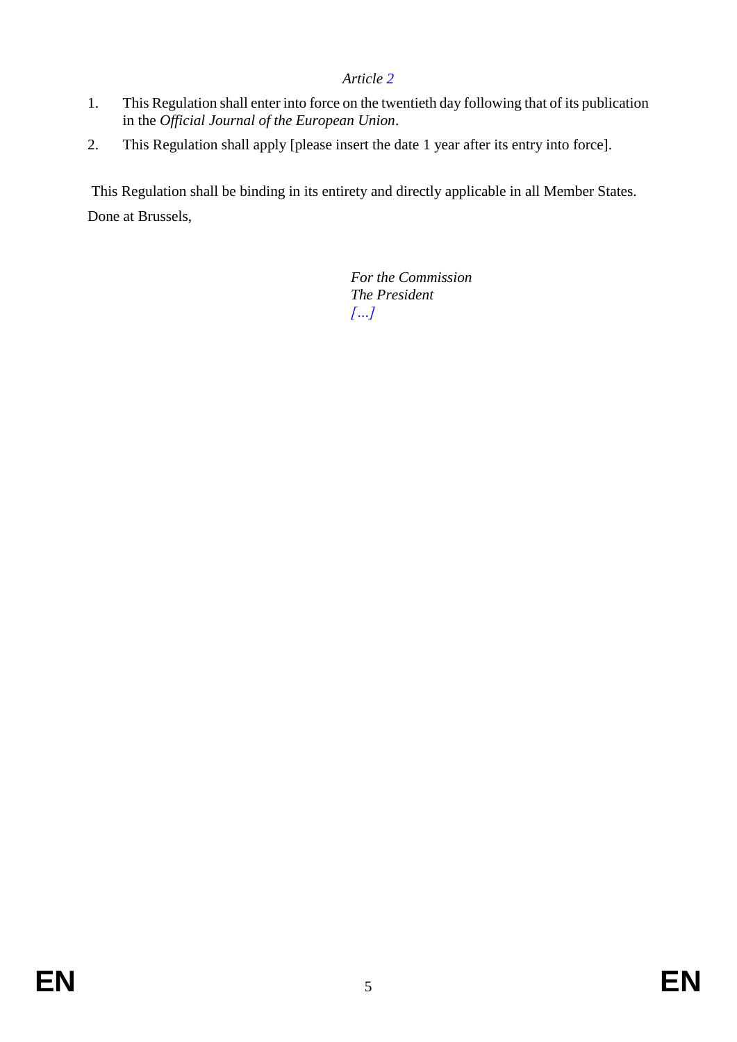*Article 2*

1. This Regulation shall enter into force on the twentieth day following that of its publication in the *Official Journal of the European Union*.
2. This Regulation shall apply [please insert the date 1 year after its entry into force].

This Regulation shall be binding in its entirety and directly applicable in all Member States.

Done at Brussels,

*For the Commission*
*The President*
*[…]*